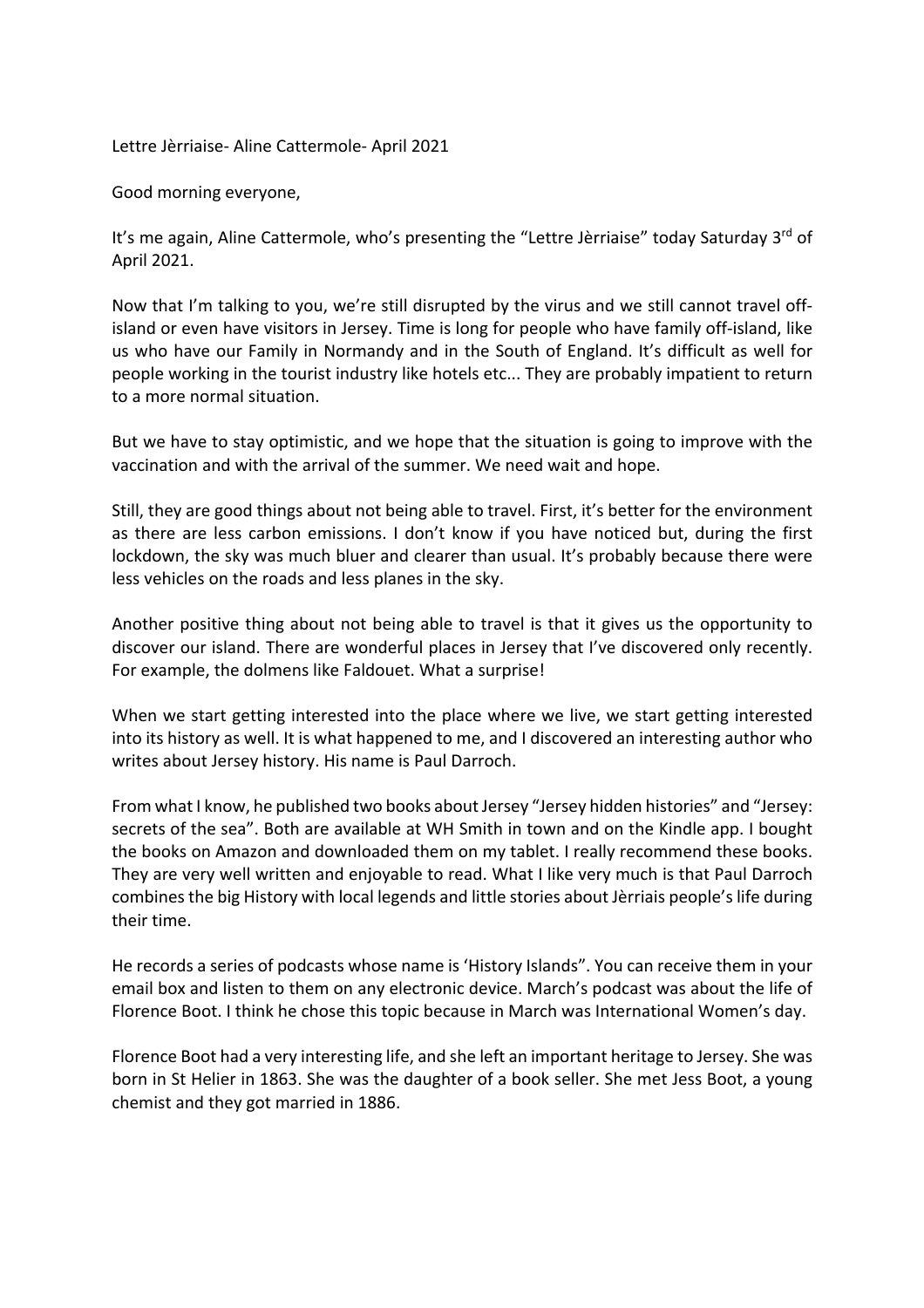Lettre Jèrriaise- Aline Cattermole- April 2021

Good morning everyone,

It's me again, Aline Cattermole, who's presenting the "Lettre Jèrriaise" today Saturday 3rd of April 2021.

Now that I'm talking to you, we're still disrupted by the virus and we still cannot travel off-island or even have visitors in Jersey. Time is long for people who have family off-island, like us who have our Family in Normandy and in the South of England. It's difficult as well for people working in the tourist industry like hotels etc... They are probably impatient to return to a more normal situation.

But we have to stay optimistic, and we hope that the situation is going to improve with the vaccination and with the arrival of the summer. We need wait and hope.

Still, they are good things about not being able to travel. First, it's better for the environment as there are less carbon emissions. I don't know if you have noticed but, during the first lockdown, the sky was much bluer and clearer than usual. It's probably because there were less vehicles on the roads and less planes in the sky.

Another positive thing about not being able to travel is that it gives us the opportunity to discover our island. There are wonderful places in Jersey that I've discovered only recently. For example, the dolmens like Faldouet. What a surprise!

When we start getting interested into the place where we live, we start getting interested into its history as well. It is what happened to me, and I discovered an interesting author who writes about Jersey history. His name is Paul Darroch.

From what I know, he published two books about Jersey "Jersey hidden histories" and "Jersey: secrets of the sea". Both are available at WH Smith in town and on the Kindle app. I bought the books on Amazon and downloaded them on my tablet. I really recommend these books. They are very well written and enjoyable to read. What I like very much is that Paul Darroch combines the big History with local legends and little stories about Jèrriais people's life during their time.

He records a series of podcasts whose name is 'History Islands". You can receive them in your email box and listen to them on any electronic device. March's podcast was about the life of Florence Boot. I think he chose this topic because in March was International Women's day.

Florence Boot had a very interesting life, and she left an important heritage to Jersey. She was born in St Helier in 1863. She was the daughter of a book seller. She met Jess Boot, a young chemist and they got married in 1886.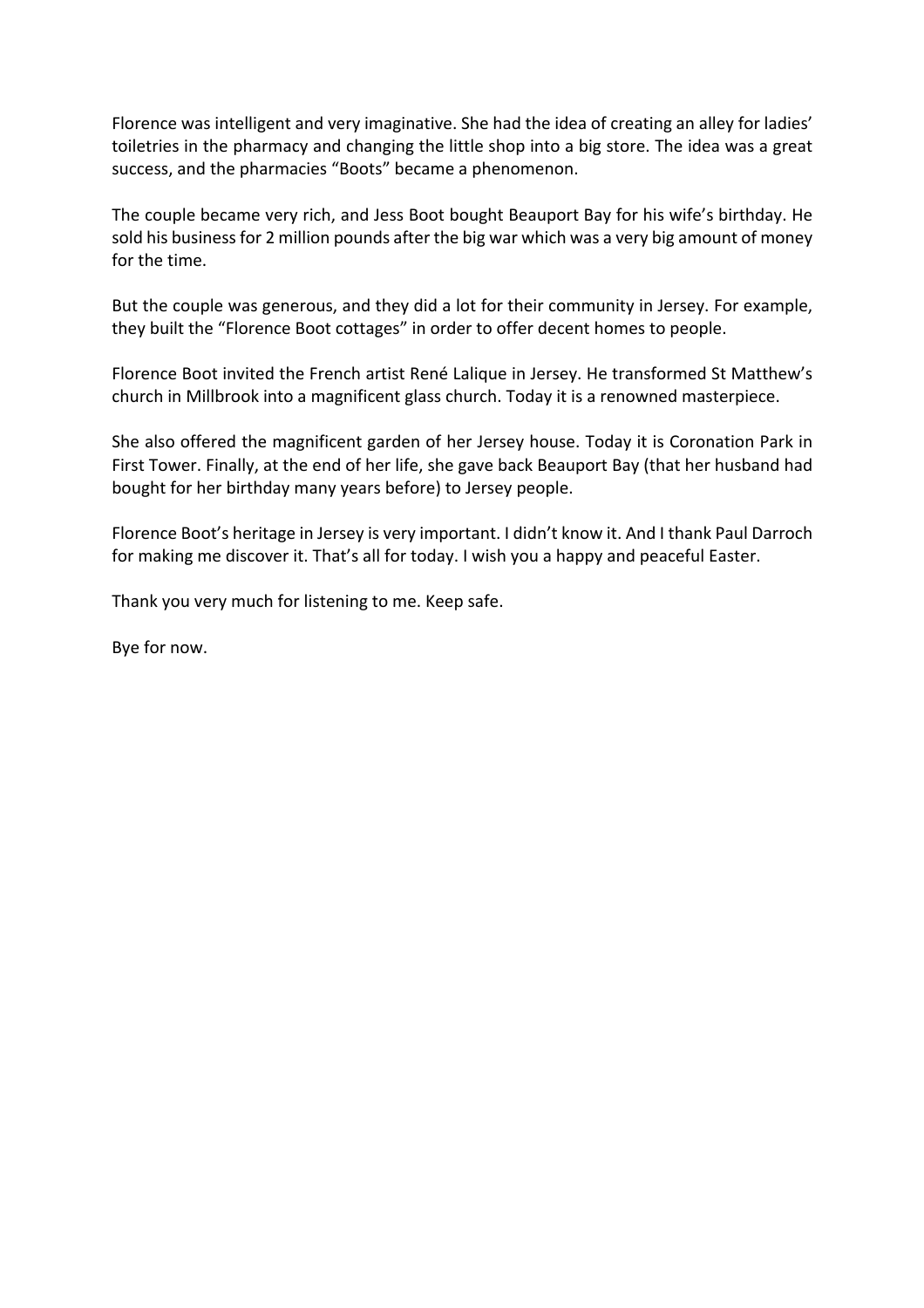Florence was intelligent and very imaginative. She had the idea of creating an alley for ladies' toiletries in the pharmacy and changing the little shop into a big store. The idea was a great success, and the pharmacies "Boots" became a phenomenon.

The couple became very rich, and Jess Boot bought Beauport Bay for his wife's birthday. He sold his business for 2 million pounds after the big war which was a very big amount of money for the time.

But the couple was generous, and they did a lot for their community in Jersey. For example, they built the "Florence Boot cottages" in order to offer decent homes to people.

Florence Boot invited the French artist René Lalique in Jersey. He transformed St Matthew's church in Millbrook into a magnificent glass church. Today it is a renowned masterpiece.

She also offered the magnificent garden of her Jersey house. Today it is Coronation Park in First Tower. Finally, at the end of her life, she gave back Beauport Bay (that her husband had bought for her birthday many years before) to Jersey people.

Florence Boot's heritage in Jersey is very important. I didn't know it. And I thank Paul Darroch for making me discover it. That's all for today. I wish you a happy and peaceful Easter.

Thank you very much for listening to me. Keep safe.

Bye for now.